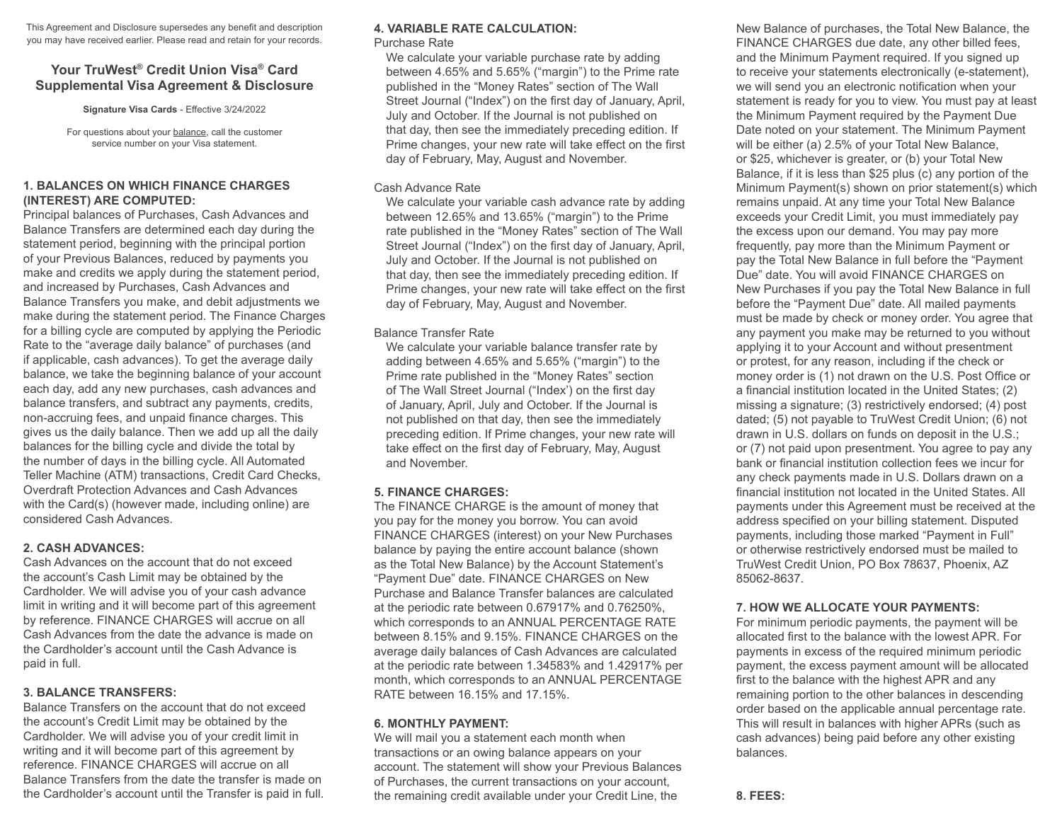This Agreement and Disclosure supersedes any benefit and description you may have received earlier. Please read and retain for your records.

# Your TruWest® Credit Union Visa® Card Supplemental Visa Agreement & Disclosure

**Signature Visa Cards** - Effective 3/24/2022

For questions about your balance, call the customer service number on your Visa statement.

## 1. BALANCES ON WHICH FINANCE CHARGES (INTEREST) ARE COMPUTED:

Principal balances of Purchases, Cash Advances and Balance Transfers are determined each day during the statement period, beginning with the principal portion of your Previous Balances, reduced by payments you make and credits we apply during the statement period, and increased by Purchases, Cash Advances and Balance Transfers you make, and debit adjustments we make during the statement period. The Finance Charges for a billing cycle are computed by applying the Periodic Rate to the "average daily balance" of purchases (and if applicable, cash advances). To get the average daily balance, we take the beginning balance of your account each day, add any new purchases, cash advances and balance transfers, and subtract any payments, credits, non-accruing fees, and unpaid finance charges. This gives us the daily balance. Then we add up all the daily balances for the billing cycle and divide the total by the number of days in the billing cycle. All Automated Teller Machine (ATM) transactions, Credit Card Checks, Overdraft Protection Advances and Cash Advances with the Card(s) (however made, including online) are considered Cash Advances.

## 2. CASH ADVANCES:

Cash Advances on the account that do not exceed the account's Cash Limit may be obtained by the Cardholder. We will advise you of your cash advance limit in writing and it will become part of this agreement by reference. FINANCE CHARGES will accrue on all Cash Advances from the date the advance is made on the Cardholder's account until the Cash Advance is paid in full.

## 3. BALANCE TRANSFERS:

Balance Transfers on the account that do not exceed the account's Credit Limit may be obtained by the Cardholder. We will advise you of your credit limit in writing and it will become part of this agreement by reference. FINANCE CHARGES will accrue on all Balance Transfers from the date the transfer is made on the Cardholder's account until the Transfer is paid in full.

## 4. VARIABLE RATE CALCULATION:

Purchase Rate

We calculate your variable purchase rate by adding between 4.65% and 5.65% ("margin") to the Prime rate published in the "Money Rates" section of The Wall Street Journal ("Index") on the first day of January, April, July and October. If the Journal is not published on that day, then see the immediately preceding edition. If Prime changes, your new rate will take effect on the first day of February, May, August and November.

Cash Advance Rate

We calculate your variable cash advance rate by adding between 12.65% and 13.65% ("margin") to the Prime rate published in the "Money Rates" section of The Wall Street Journal ("Index") on the first day of January, April, July and October. If the Journal is not published on that day, then see the immediately preceding edition. If Prime changes, your new rate will take effect on the first day of February, May, August and November.

Balance Transfer Rate

We calculate your variable balance transfer rate by adding between 4.65% and 5.65% ("margin") to the Prime rate published in the "Money Rates" section of The Wall Street Journal ("Index') on the first day of January, April, July and October. If the Journal is not published on that day, then see the immediately preceding edition. If Prime changes, your new rate will take effect on the first day of February, May, August and November.

## 5. FINANCE CHARGES:

The FINANCE CHARGE is the amount of money that you pay for the money you borrow. You can avoid FINANCE CHARGES (interest) on your New Purchases balance by paying the entire account balance (shown as the Total New Balance) by the Account Statement's "Payment Due" date. FINANCE CHARGES on New Purchase and Balance Transfer balances are calculated at the periodic rate between 0.67917% and 0.76250%, which corresponds to an ANNUAL PERCENTAGE RATE between 8.15% and 9.15%. FINANCE CHARGES on the average daily balances of Cash Advances are calculated at the periodic rate between 1.34583% and 1.42917% per month, which corresponds to an ANNUAL PERCENTAGE RATE between 16.15% and 17.15%.

## 6. MONTHLY PAYMENT:

We will mail you a statement each month when transactions or an owing balance appears on your account. The statement will show your Previous Balances of Purchases, the current transactions on your account, the remaining credit available under your Credit Line, the New Balance of purchases, the Total New Balance, the FINANCE CHARGES due date, any other billed fees, and the Minimum Payment required. If you signed up to receive your statements electronically (e-statement), we will send you an electronic notification when your statement is ready for you to view. You must pay at least the Minimum Payment required by the Payment Due Date noted on your statement. The Minimum Payment will be either (a) 2.5% of your Total New Balance, or $25, whichever is greater, or (b) your Total New Balance, if it is less than $25 plus (c) any portion of the Minimum Payment(s) shown on prior statement(s) which remains unpaid. At any time your Total New Balance exceeds your Credit Limit, you must immediately pay the excess upon our demand. You may pay more frequently, pay more than the Minimum Payment or pay the Total New Balance in full before the "Payment Due" date. You will avoid FINANCE CHARGES on New Purchases if you pay the Total New Balance in full before the "Payment Due" date. All mailed payments must be made by check or money order. You agree that any payment you make may be returned to you without applying it to your Account and without presentment or protest, for any reason, including if the check or money order is (1) not drawn on the U.S. Post Office or a financial institution located in the United States; (2) missing a signature; (3) restrictively endorsed; (4) post dated; (5) not payable to TruWest Credit Union; (6) not drawn in U.S. dollars on funds on deposit in the U.S.; or (7) not paid upon presentment. You agree to pay any bank or financial institution collection fees we incur for any check payments made in U.S. Dollars drawn on a financial institution not located in the United States. All payments under this Agreement must be received at the address specified on your billing statement. Disputed payments, including those marked "Payment in Full" or otherwise restrictively endorsed must be mailed to TruWest Credit Union, PO Box 78637, Phoenix, AZ 85062-8637.

## 7. HOW WE ALLOCATE YOUR PAYMENTS:

For minimum periodic payments, the payment will be allocated first to the balance with the lowest APR. For payments in excess of the required minimum periodic payment, the excess payment amount will be allocated first to the balance with the highest APR and any remaining portion to the other balances in descending order based on the applicable annual percentage rate. This will result in balances with higher APRs (such as cash advances) being paid before any other existing balances.

## 8. FEES: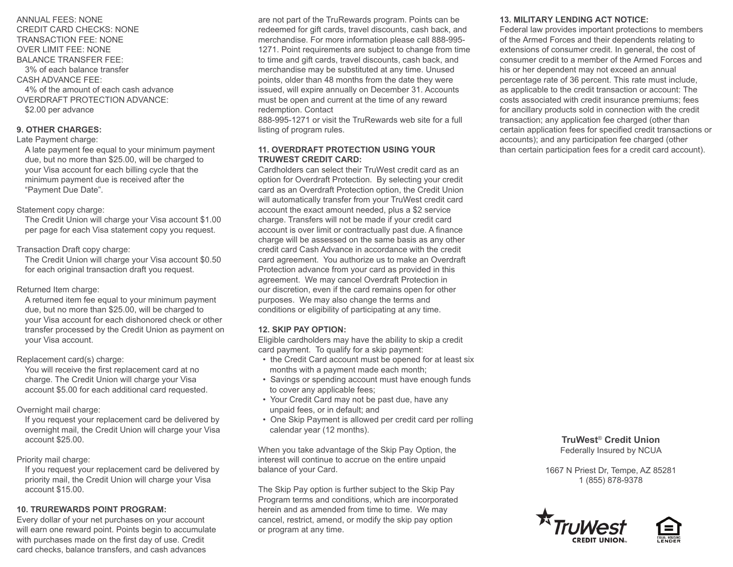ANNUAL FEES: NONE
CREDIT CARD CHECKS: NONE
TRANSACTION FEE: NONE
OVER LIMIT FEE: NONE
BALANCE TRANSFER FEE:
3% of each balance transfer
CASH ADVANCE FEE:
4% of the amount of each cash advance
OVERDRAFT PROTECTION ADVANCE:
$2.00 per advance

**9. OTHER CHARGES:**

Late Payment charge:
A late payment fee equal to your minimum payment due, but no more than $25.00, will be charged to your Visa account for each billing cycle that the minimum payment due is received after the "Payment Due Date".

Statement copy charge:
The Credit Union will charge your Visa account $1.00 per page for each Visa statement copy you request.

Transaction Draft copy charge:
The Credit Union will charge your Visa account $0.50 for each original transaction draft you request.

Returned Item charge:
A returned item fee equal to your minimum payment due, but no more than $25.00, will be charged to your Visa account for each dishonored check or other transfer processed by the Credit Union as payment on your Visa account.

Replacement card(s) charge:
You will receive the first replacement card at no charge. The Credit Union will charge your Visa account $5.00 for each additional card requested.

Overnight mail charge:
If you request your replacement card be delivered by overnight mail, the Credit Union will charge your Visa account $25.00.

Priority mail charge:
If you request your replacement card be delivered by priority mail, the Credit Union will charge your Visa account $15.00.

**10. TRUREWARDS POINT PROGRAM:**

Every dollar of your net purchases on your account will earn one reward point. Points begin to accumulate with purchases made on the first day of use. Credit card checks, balance transfers, and cash advances are not part of the TruRewards program. Points can be redeemed for gift cards, travel discounts, cash back, and merchandise. For more information please call 888-995-1271. Point requirements are subject to change from time to time and gift cards, travel discounts, cash back, and merchandise may be substituted at any time. Unused points, older than 48 months from the date they were issued, will expire annually on December 31. Accounts must be open and current at the time of any reward redemption. Contact
888-995-1271 or visit the TruRewards web site for a full listing of program rules.

**11. OVERDRAFT PROTECTION USING YOUR TRUWEST CREDIT CARD:**

Cardholders can select their TruWest credit card as an option for Overdraft Protection. By selecting your credit card as an Overdraft Protection option, the Credit Union will automatically transfer from your TruWest credit card account the exact amount needed, plus a $2 service charge. Transfers will not be made if your credit card account is over limit or contractually past due. A finance charge will be assessed on the same basis as any other credit card Cash Advance in accordance with the credit card agreement. You authorize us to make an Overdraft Protection advance from your card as provided in this agreement. We may cancel Overdraft Protection in our discretion, even if the card remains open for other purposes. We may also change the terms and conditions or eligibility of participating at any time.

**12. SKIP PAY OPTION:**

Eligible cardholders may have the ability to skip a credit card payment. To qualify for a skip payment:

- the Credit Card account must be opened for at least six months with a payment made each month;
- Savings or spending account must have enough funds to cover any applicable fees;
- Your Credit Card may not be past due, have any unpaid fees, or in default; and
- One Skip Payment is allowed per credit card per rolling calendar year (12 months).

When you take advantage of the Skip Pay Option, the interest will continue to accrue on the entire unpaid balance of your Card.

The Skip Pay option is further subject to the Skip Pay Program terms and conditions, which are incorporated herein and as amended from time to time. We may cancel, restrict, amend, or modify the skip pay option or program at any time.

**13. MILITARY LENDING ACT NOTICE:**

Federal law provides important protections to members of the Armed Forces and their dependents relating to extensions of consumer credit. In general, the cost of consumer credit to a member of the Armed Forces and his or her dependent may not exceed an annual percentage rate of 36 percent. This rate must include, as applicable to the credit transaction or account: The costs associated with credit insurance premiums; fees for ancillary products sold in connection with the credit transaction; any application fee charged (other than certain application fees for specified credit transactions or accounts); and any participation fee charged (other than certain participation fees for a credit card account).

**TruWest® Credit Union**
Federally Insured by NCUA

1667 N Priest Dr, Tempe, AZ 85281
1 (855) 878-9378

TruWest CREDIT UNION
EQUAL HOUSING LENDER